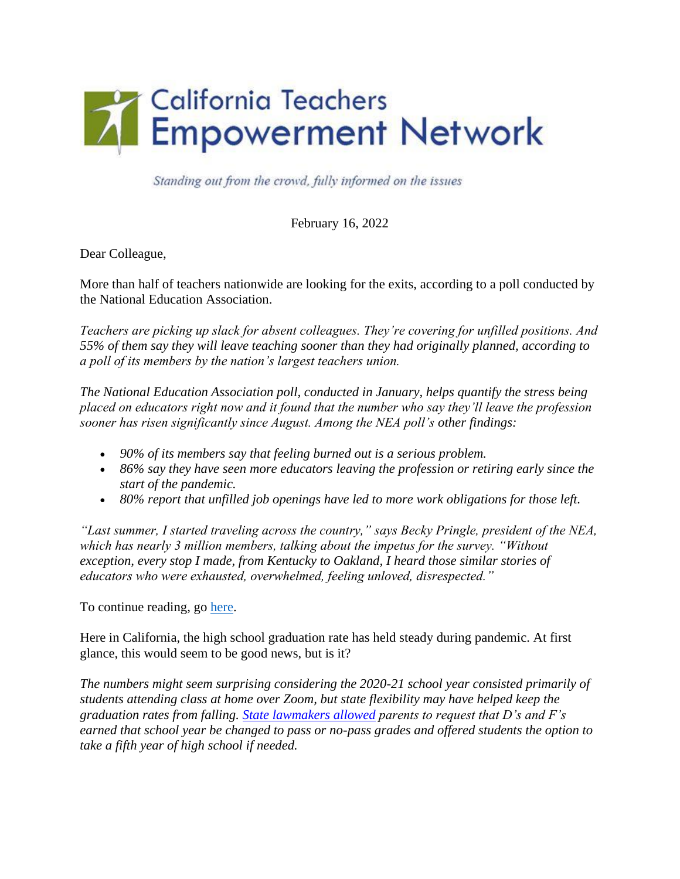# California Teachers Empowerment Network

*Standing out from the crowd, fully informed on the issues*

February 16, 2022

Dear Colleague,

More than half of teachers nationwide are looking for the exits, according to a poll conducted by the National Education Association.

*Teachers are picking up slack for absent colleagues. They're covering for unfilled positions. And 55% of them say they will leave teaching sooner than they had originally planned, according to a poll of its members by the nation's largest teachers union.*

*The National Education Association poll, conducted in January, helps quantify the stress being placed on educators right now and it found that the number who say they'll leave the profession sooner has risen significantly since August. Among the NEA poll's other findings:*

- *90% of its members say that feeling burned out is a serious problem.*
- *86% say they have seen more educators leaving the profession or retiring early since the start of the pandemic.*
- *80% report that unfilled job openings have led to more work obligations for those left.*

*"Last summer, I started traveling across the country," says Becky Pringle, president of the NEA, which has nearly 3 million members, talking about the impetus for the survey. "Without exception, every stop I made, from Kentucky to Oakland, I heard those similar stories of educators who were exhausted, overwhelmed, feeling unloved, disrespected."*

To continue reading, go [here](#).

Here in California, the high school graduation rate has held steady during pandemic. At first glance, this would seem to be good news, but is it?

*The numbers might seem surprising considering the 2020-21 school year consisted primarily of students attending class at home over Zoom, but state flexibility may have helped keep the graduation rates from falling. [State lawmakers allowed](#) parents to request that D's and F's earned that school year be changed to pass or no-pass grades and offered students the option to take a fifth year of high school if needed.*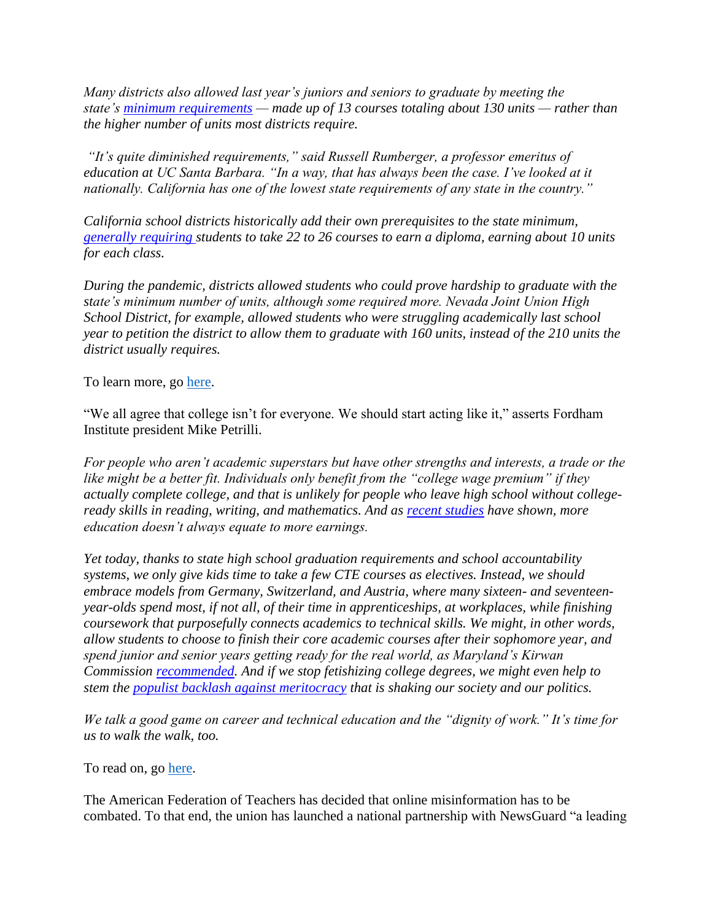*Many districts also allowed last year's juniors and seniors to graduate by meeting the state's minimum requirements — made up of 13 courses totaling about 130 units — rather than the higher number of units most districts require.*

*"It's quite diminished requirements," said Russell Rumberger, a professor emeritus of education at UC Santa Barbara. "In a way, that has always been the case. I've looked at it nationally. California has one of the lowest state requirements of any state in the country."*

*California school districts historically add their own prerequisites to the state minimum, generally requiring students to take 22 to 26 courses to earn a diploma, earning about 10 units for each class.*

*During the pandemic, districts allowed students who could prove hardship to graduate with the state's minimum number of units, although some required more. Nevada Joint Union High School District, for example, allowed students who were struggling academically last school year to petition the district to allow them to graduate with 160 units, instead of the 210 units the district usually requires.*

To learn more, go here.

"We all agree that college isn't for everyone. We should start acting like it," asserts Fordham Institute president Mike Petrilli.

*For people who aren't academic superstars but have other strengths and interests, a trade or the like might be a better fit. Individuals only benefit from the "college wage premium" if they actually complete college, and that is unlikely for people who leave high school without college-ready skills in reading, writing, and mathematics. And as recent studies have shown, more education doesn't always equate to more earnings.*

*Yet today, thanks to state high school graduation requirements and school accountability systems, we only give kids time to take a few CTE courses as electives. Instead, we should embrace models from Germany, Switzerland, and Austria, where many sixteen- and seventeen-year-olds spend most, if not all, of their time in apprenticeships, at workplaces, while finishing coursework that purposefully connects academics to technical skills. We might, in other words, allow students to choose to finish their core academic courses after their sophomore year, and spend junior and senior years getting ready for the real world, as Maryland's Kirwan Commission recommended. And if we stop fetishizing college degrees, we might even help to stem the populist backlash against meritocracy that is shaking our society and our politics.*

*We talk a good game on career and technical education and the "dignity of work." It's time for us to walk the walk, too.*

To read on, go here.

The American Federation of Teachers has decided that online misinformation has to be combated. To that end, the union has launched a national partnership with NewsGuard "a leading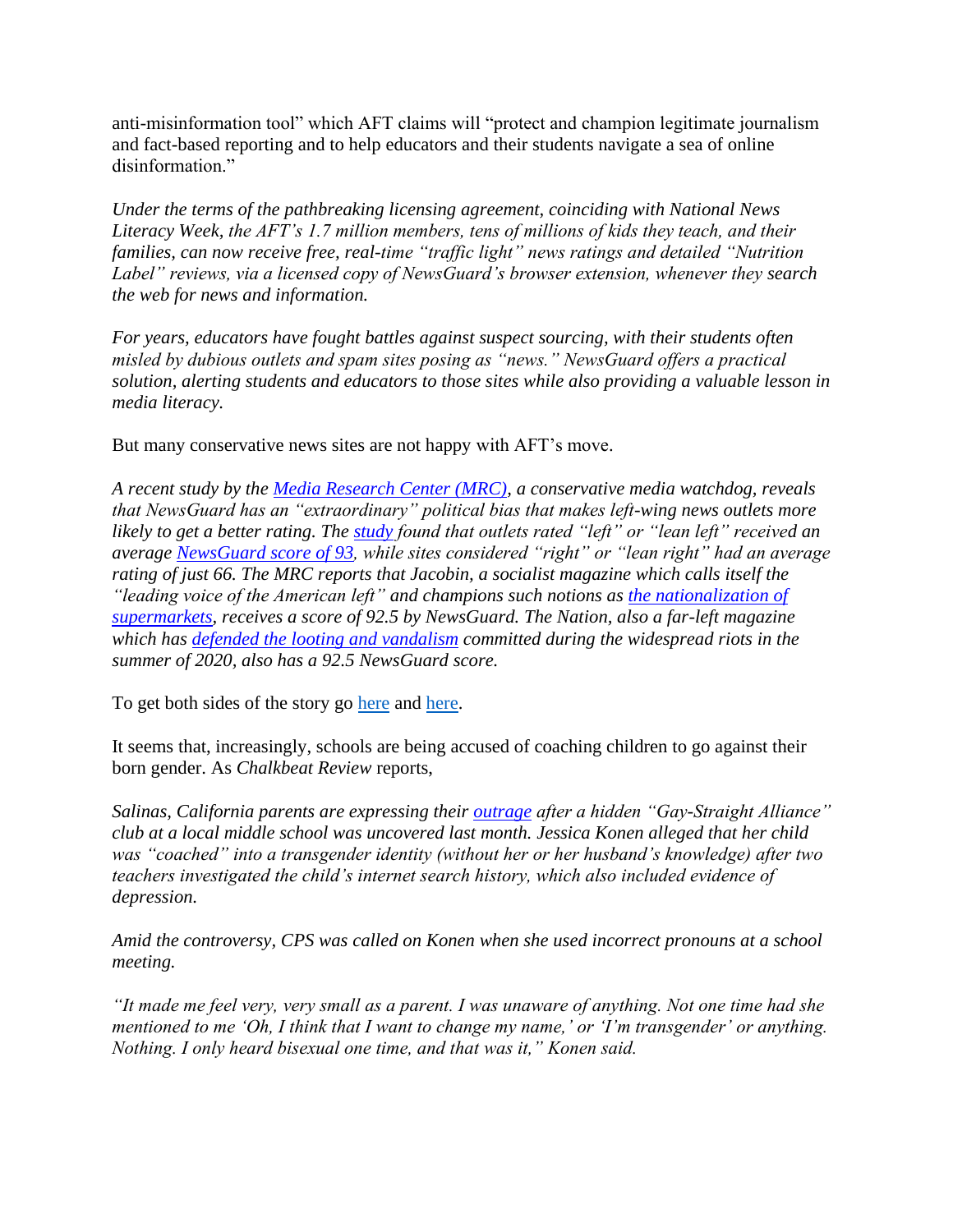anti-misinformation tool" which AFT claims will "protect and champion legitimate journalism and fact-based reporting and to help educators and their students navigate a sea of online disinformation."

*Under the terms of the pathbreaking licensing agreement, coinciding with National News Literacy Week, the AFT's 1.7 million members, tens of millions of kids they teach, and their families, can now receive free, real-time "traffic light" news ratings and detailed "Nutrition Label" reviews, via a licensed copy of NewsGuard's browser extension, whenever they search the web for news and information.*

*For years, educators have fought battles against suspect sourcing, with their students often misled by dubious outlets and spam sites posing as "news." NewsGuard offers a practical solution, alerting students and educators to those sites while also providing a valuable lesson in media literacy.*

But many conservative news sites are not happy with AFT's move.

*A recent study by the Media Research Center (MRC), a conservative media watchdog, reveals that NewsGuard has an "extraordinary" political bias that makes left-wing news outlets more likely to get a better rating. The study found that outlets rated "left" or "lean left" received an average NewsGuard score of 93, while sites considered "right" or "lean right" had an average rating of just 66. The MRC reports that Jacobin, a socialist magazine which calls itself the "leading voice of the American left" and champions such notions as the nationalization of supermarkets, receives a score of 92.5 by NewsGuard. The Nation, also a far-left magazine which has defended the looting and vandalism committed during the widespread riots in the summer of 2020, also has a 92.5 NewsGuard score.*

To get both sides of the story go here and here.

It seems that, increasingly, schools are being accused of coaching children to go against their born gender. As *Chalkbeat Review* reports,

*Salinas, California parents are expressing their outrage after a hidden "Gay-Straight Alliance" club at a local middle school was uncovered last month. Jessica Konen alleged that her child was "coached" into a transgender identity (without her or her husband's knowledge) after two teachers investigated the child's internet search history, which also included evidence of depression.*

*Amid the controversy, CPS was called on Konen when she used incorrect pronouns at a school meeting.*

*"It made me feel very, very small as a parent. I was unaware of anything. Not one time had she mentioned to me 'Oh, I think that I want to change my name,' or 'I'm transgender' or anything. Nothing. I only heard bisexual one time, and that was it," Konen said.*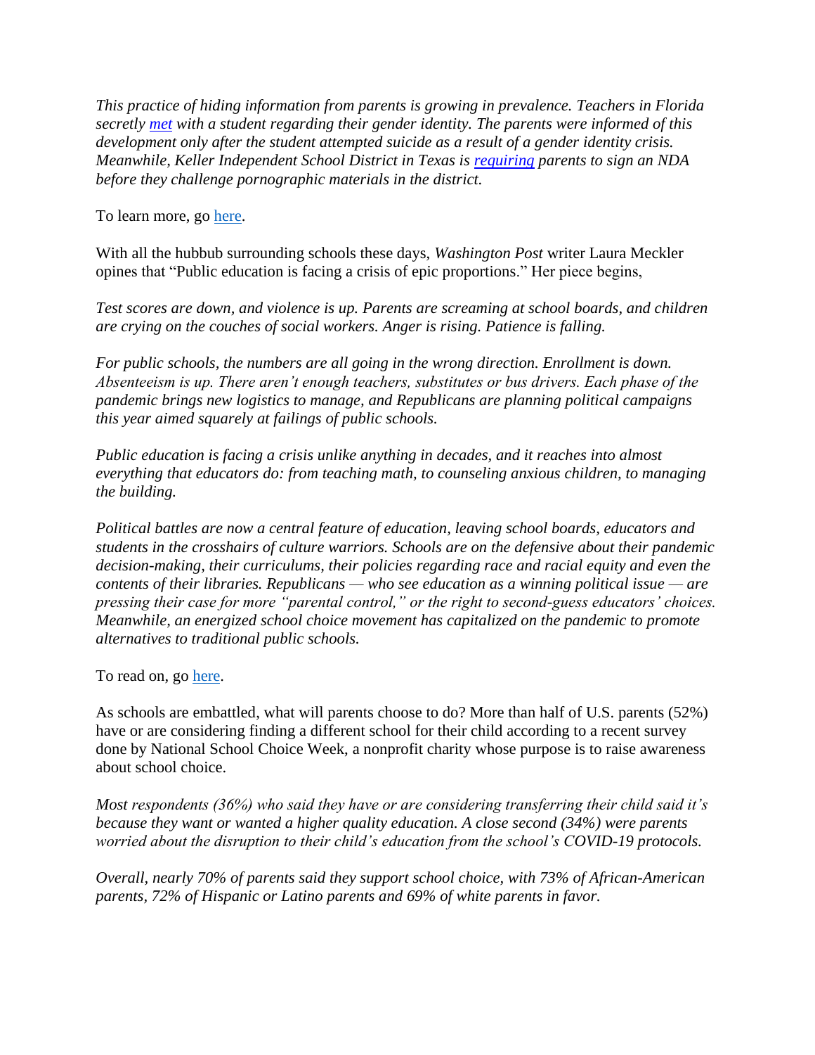*This practice of hiding information from parents is growing in prevalence. Teachers in Florida secretly [met](#) with a student regarding their gender identity. The parents were informed of this development only after the student attempted suicide as a result of a gender identity crisis. Meanwhile, Keller Independent School District in Texas is [requiring](#) parents to sign an NDA before they challenge pornographic materials in the district.*

To learn more, go [here](#).

With all the hubbub surrounding schools these days, *Washington Post* writer Laura Meckler opines that "Public education is facing a crisis of epic proportions." Her piece begins,

*Test scores are down, and violence is up. Parents are screaming at school boards, and children are crying on the couches of social workers. Anger is rising. Patience is falling.*

*For public schools, the numbers are all going in the wrong direction. Enrollment is down. Absenteeism is up. There aren't enough teachers, substitutes or bus drivers. Each phase of the pandemic brings new logistics to manage, and Republicans are planning political campaigns this year aimed squarely at failings of public schools.*

*Public education is facing a crisis unlike anything in decades, and it reaches into almost everything that educators do: from teaching math, to counseling anxious children, to managing the building.*

*Political battles are now a central feature of education, leaving school boards, educators and students in the crosshairs of culture warriors. Schools are on the defensive about their pandemic decision-making, their curriculums, their policies regarding race and racial equity and even the contents of their libraries. Republicans — who see education as a winning political issue — are pressing their case for more "parental control," or the right to second-guess educators' choices. Meanwhile, an energized school choice movement has capitalized on the pandemic to promote alternatives to traditional public schools.*

To read on, go [here](#).

As schools are embattled, what will parents choose to do? More than half of U.S. parents (52%) have or are considering finding a different school for their child according to a recent survey done by National School Choice Week, a nonprofit charity whose purpose is to raise awareness about school choice.

*Most respondents (36%) who said they have or are considering transferring their child said it's because they want or wanted a higher quality education. A close second (34%) were parents worried about the disruption to their child's education from the school's COVID-19 protocols.*

*Overall, nearly 70% of parents said they support school choice, with 73% of African-American parents, 72% of Hispanic or Latino parents and 69% of white parents in favor.*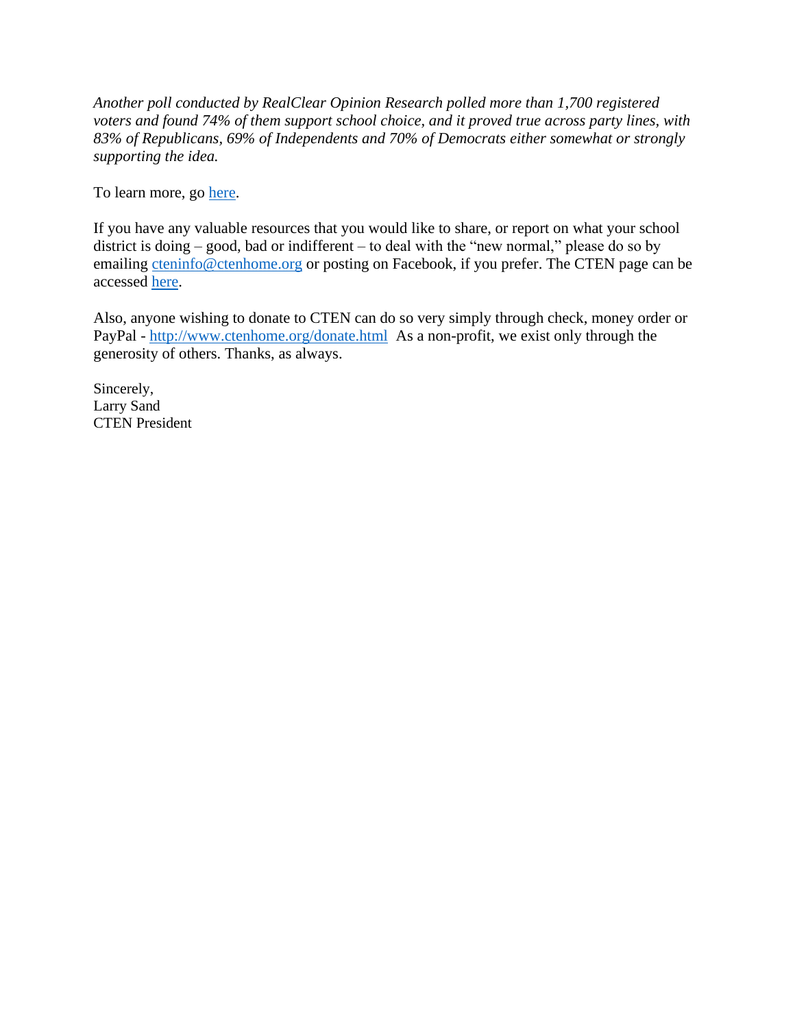*Another poll conducted by RealClear Opinion Research polled more than 1,700 registered voters and found 74% of them support school choice, and it proved true across party lines, with 83% of Republicans, 69% of Independents and 70% of Democrats either somewhat or strongly supporting the idea.*

To learn more, go here.

If you have any valuable resources that you would like to share, or report on what your school district is doing – good, bad or indifferent – to deal with the "new normal," please do so by emailing cteninfo@ctenhome.org or posting on Facebook, if you prefer. The CTEN page can be accessed here.

Also, anyone wishing to donate to CTEN can do so very simply through check, money order or PayPal - http://www.ctenhome.org/donate.html As a non-profit, we exist only through the generosity of others. Thanks, as always.

Sincerely,  
Larry Sand  
CTEN President